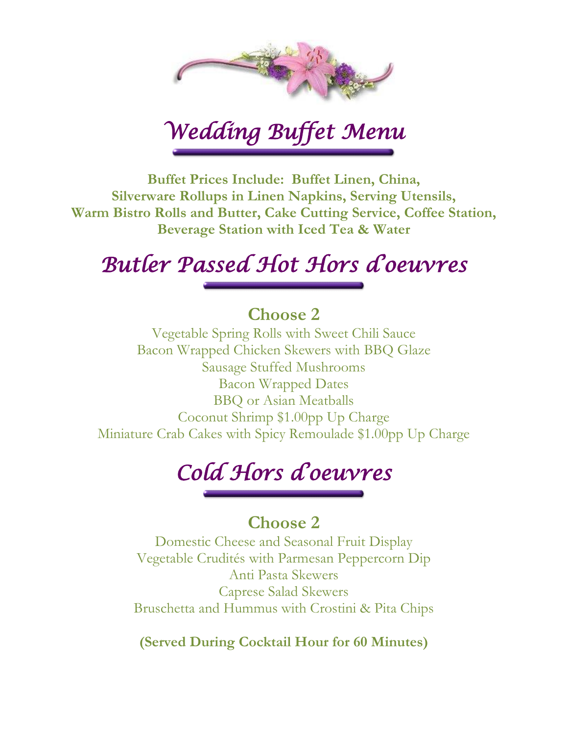# Wedding Buffet Menu

**Buffet Prices Include: Buffet Linen, China, Silverware Rollups in Linen Napkins, Serving Utensils, Warm Bistro Rolls and Butter, Cake Cutting Service, Coffee Station, Beverage Station with Iced Tea & Water**

## Butler Passed Hot Hors d'oeuvres

### Choose 2

Vegetable Spring Rolls with Sweet Chili Sauce
Bacon Wrapped Chicken Skewers with BBQ Glaze
Sausage Stuffed Mushrooms
Bacon Wrapped Dates
BBQ or Asian Meatballs
Coconut Shrimp $1.00pp Up Charge
Miniature Crab Cakes with Spicy Remoulade $1.00pp Up Charge

## Cold Hors d'oeuvres

### Choose 2

Domestic Cheese and Seasonal Fruit Display
Vegetable Crudités with Parmesan Peppercorn Dip
Anti Pasta Skewers
Caprese Salad Skewers
Bruschetta and Hummus with Crostini & Pita Chips

**(Served During Cocktail Hour for 60 Minutes)**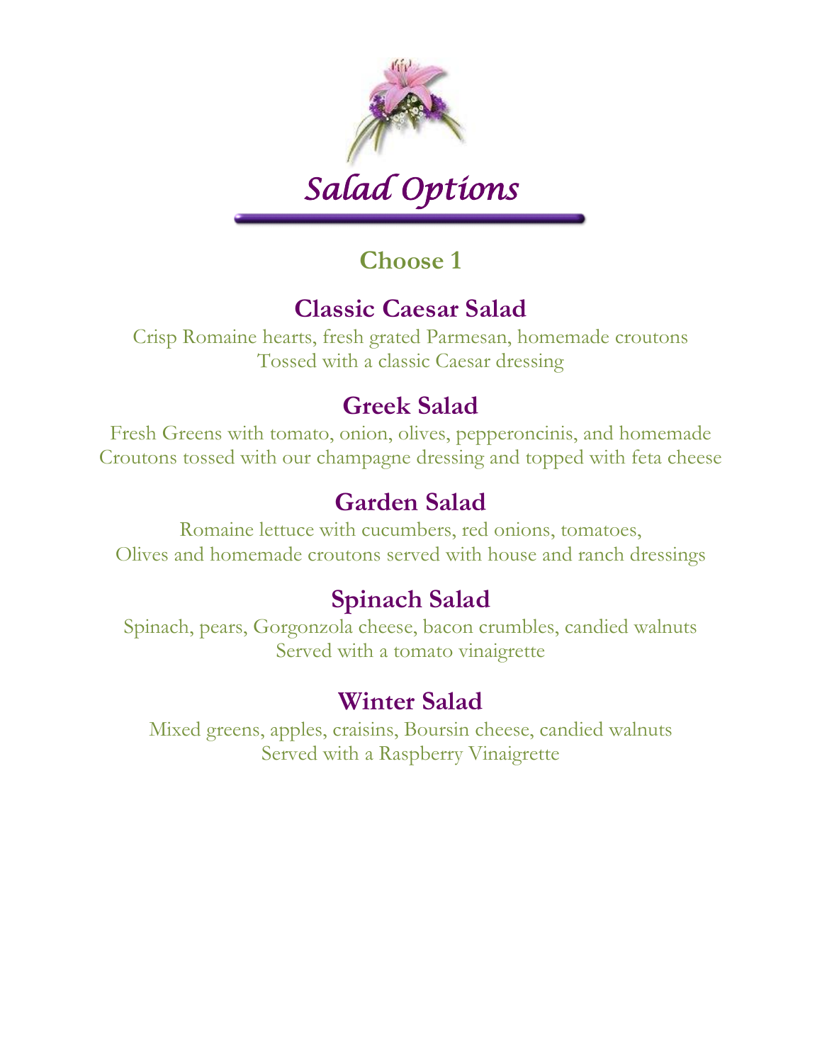# Salad Options

## Choose 1

### Classic Caesar Salad

Crisp Romaine hearts, fresh grated Parmesan, homemade croutons
Tossed with a classic Caesar dressing

### Greek Salad

Fresh Greens with tomato, onion, olives, pepperoncinis, and homemade
Croutons tossed with our champagne dressing and topped with feta cheese

### Garden Salad

Romaine lettuce with cucumbers, red onions, tomatoes,
Olives and homemade croutons served with house and ranch dressings

### Spinach Salad

Spinach, pears, Gorgonzola cheese, bacon crumbles, candied walnuts
Served with a tomato vinaigrette

### Winter Salad

Mixed greens, apples, craisins, Boursin cheese, candied walnuts
Served with a Raspberry Vinaigrette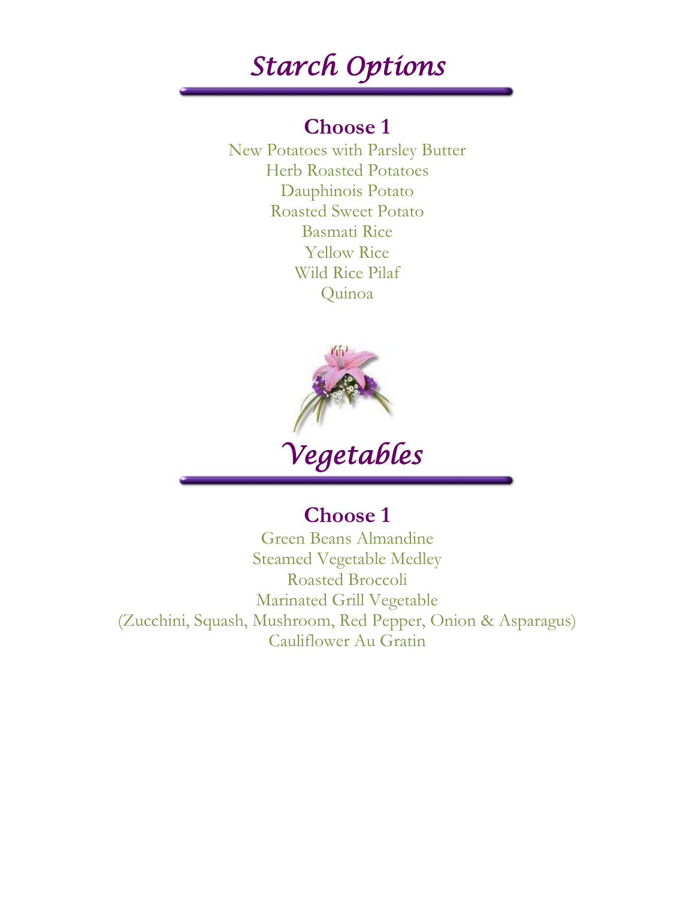# Starch Options

**Choose 1**

New Potatoes with Parsley Butter
Herb Roasted Potatoes
Dauphinois Potato
Roasted Sweet Potato
Basmati Rice
Yellow Rice
Wild Rice Pilaf
Quinoa

# Vegetables

**Choose 1**

Green Beans Almandine
Steamed Vegetable Medley
Roasted Broccoli
Marinated Grill Vegetable
(Zucchini, Squash, Mushroom, Red Pepper, Onion & Asparagus)
Cauliflower Au Gratin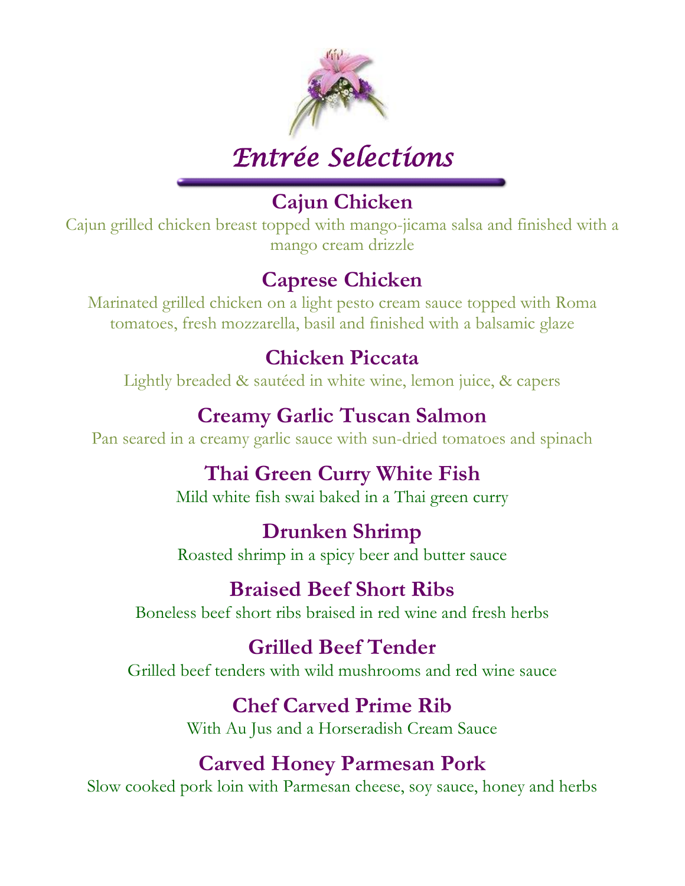# Entrée Selections

## Cajun Chicken

Cajun grilled chicken breast topped with mango-jicama salsa and finished with a mango cream drizzle

## Caprese Chicken

Marinated grilled chicken on a light pesto cream sauce topped with Roma tomatoes, fresh mozzarella, basil and finished with a balsamic glaze

## Chicken Piccata

Lightly breaded & sautéed in white wine, lemon juice, & capers

## Creamy Garlic Tuscan Salmon

Pan seared in a creamy garlic sauce with sun-dried tomatoes and spinach

## Thai Green Curry White Fish

Mild white fish swai baked in a Thai green curry

## Drunken Shrimp

Roasted shrimp in a spicy beer and butter sauce

## Braised Beef Short Ribs

Boneless beef short ribs braised in red wine and fresh herbs

## Grilled Beef Tender

Grilled beef tenders with wild mushrooms and red wine sauce

## Chef Carved Prime Rib

With Au Jus and a Horseradish Cream Sauce

## Carved Honey Parmesan Pork

Slow cooked pork loin with Parmesan cheese, soy sauce, honey and herbs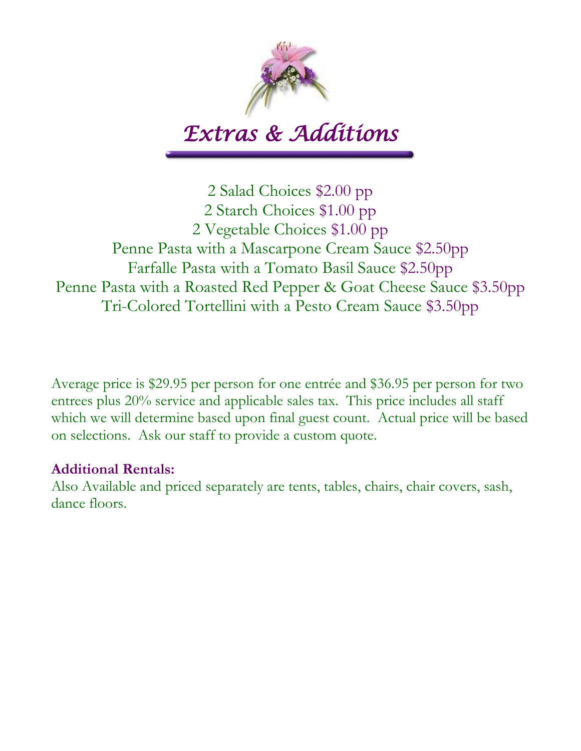# Extras & Additions

2 Salad Choices $2.00 pp
2 Starch Choices $1.00 pp
2 Vegetable Choices $1.00 pp
Penne Pasta with a Mascarpone Cream Sauce $2.50pp
Farfalle Pasta with a Tomato Basil Sauce $2.50pp
Penne Pasta with a Roasted Red Pepper & Goat Cheese Sauce $3.50pp
Tri-Colored Tortellini with a Pesto Cream Sauce $3.50pp

Average price is $29.95 per person for one entrée and $36.95 per person for two entrees plus 20% service and applicable sales tax. This price includes all staff which we will determine based upon final guest count. Actual price will be based on selections. Ask our staff to provide a custom quote.

**Additional Rentals:**
Also Available and priced separately are tents, tables, chairs, chair covers, sash, dance floors.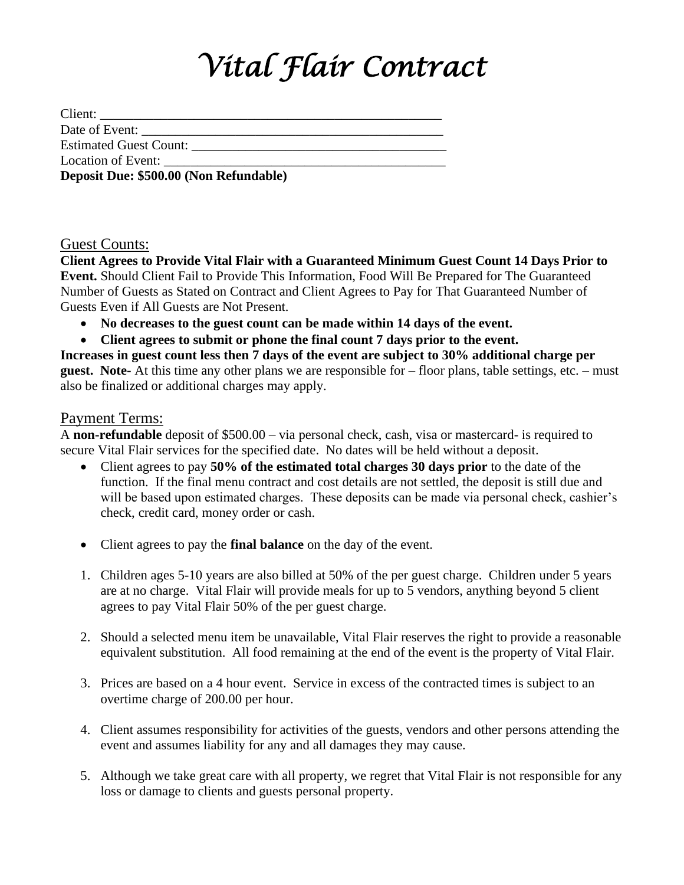# *Vital Flair Contract*

Client: ____________________________________________________
Date of Event: _____________________________________________
Estimated Guest Count: ______________________________________
Location of Event: __________________________________________
**Deposit Due: $500.00 (Non Refundable)**

## Guest Counts:

**Client Agrees to Provide Vital Flair with a Guaranteed Minimum Guest Count 14 Days Prior to Event.** Should Client Fail to Provide This Information, Food Will Be Prepared for The Guaranteed Number of Guests as Stated on Contract and Client Agrees to Pay for That Guaranteed Number of Guests Even if All Guests are Not Present.

- **No decreases to the guest count can be made within 14 days of the event.**
- **Client agrees to submit or phone the final count 7 days prior to the event.**

**Increases in guest count less then 7 days of the event are subject to 30% additional charge per guest. Note-** At this time any other plans we are responsible for – floor plans, table settings, etc. – must also be finalized or additional charges may apply.

## Payment Terms:

A **non-refundable** deposit of $500.00 – via personal check, cash, visa or mastercard- is required to secure Vital Flair services for the specified date. No dates will be held without a deposit.

- Client agrees to pay **50% of the estimated total charges 30 days prior** to the date of the function. If the final menu contract and cost details are not settled, the deposit is still due and will be based upon estimated charges. These deposits can be made via personal check, cashier's check, credit card, money order or cash.
- Client agrees to pay the **final balance** on the day of the event.

1. Children ages 5-10 years are also billed at 50% of the per guest charge. Children under 5 years are at no charge. Vital Flair will provide meals for up to 5 vendors, anything beyond 5 client agrees to pay Vital Flair 50% of the per guest charge.
2. Should a selected menu item be unavailable, Vital Flair reserves the right to provide a reasonable equivalent substitution. All food remaining at the end of the event is the property of Vital Flair.
3. Prices are based on a 4 hour event. Service in excess of the contracted times is subject to an overtime charge of 200.00 per hour.
4. Client assumes responsibility for activities of the guests, vendors and other persons attending the event and assumes liability for any and all damages they may cause.
5. Although we take great care with all property, we regret that Vital Flair is not responsible for any loss or damage to clients and guests personal property.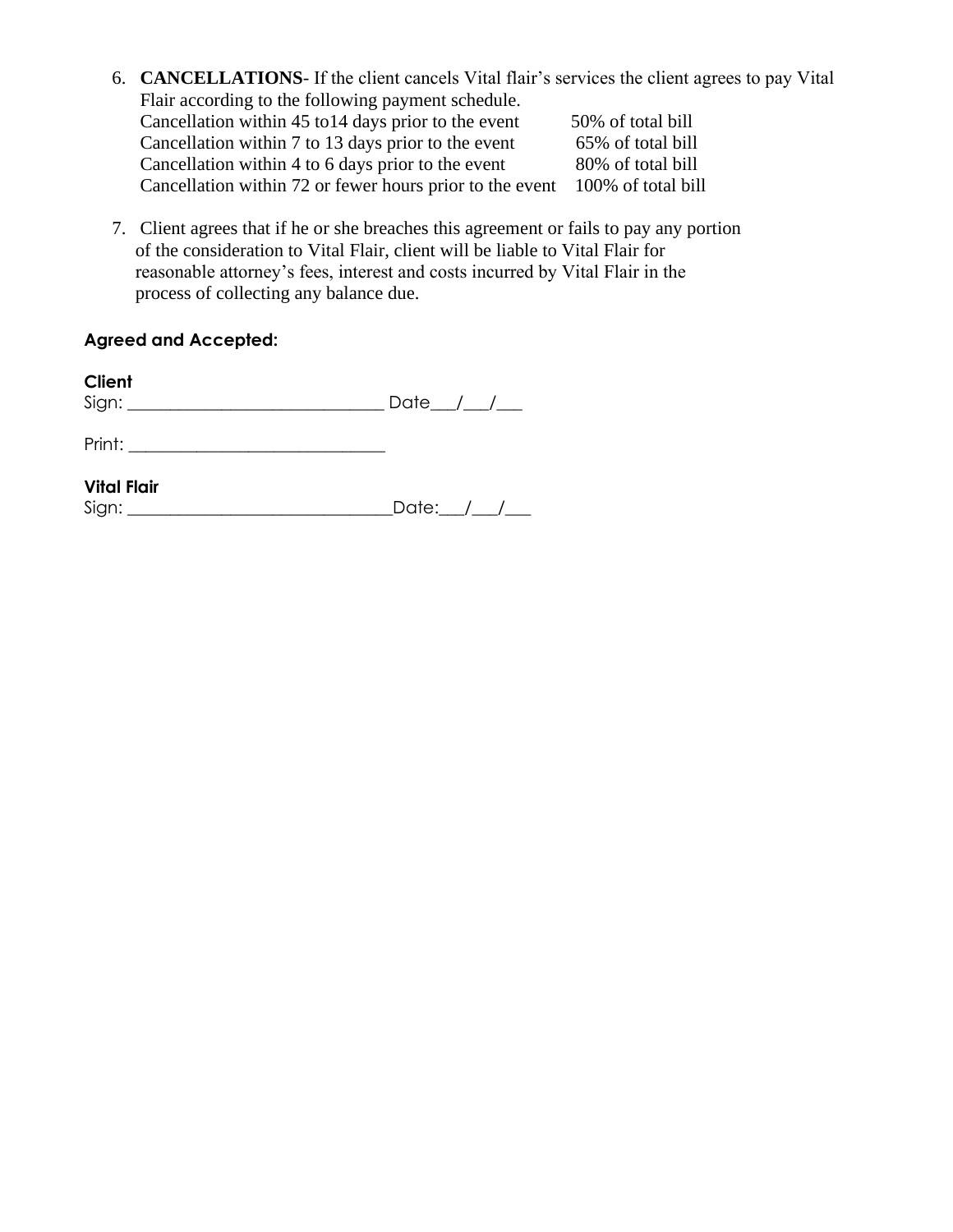6. **CANCELLATIONS**- If the client cancels Vital flair's services the client agrees to pay Vital Flair according to the following payment schedule.

| | |
|---|---|
| Cancellation within 45 to14 days prior to the event | 50% of total bill |
| Cancellation within 7 to 13 days prior to the event | 65% of total bill |
| Cancellation within 4 to 6 days prior to the event | 80% of total bill |
| Cancellation within 72 or fewer hours prior to the event | 100% of total bill |

7. Client agrees that if he or she breaches this agreement or fails to pay any portion of the consideration to Vital Flair, client will be liable to Vital Flair for reasonable attorney's fees, interest and costs incurred by Vital Flair in the process of collecting any balance due.

**Agreed and Accepted:**

**Client**
Sign: _____________________________ Date___/___/___

Print: _____________________________

**Vital Flair**
Sign: ______________________________Date:___/___/___